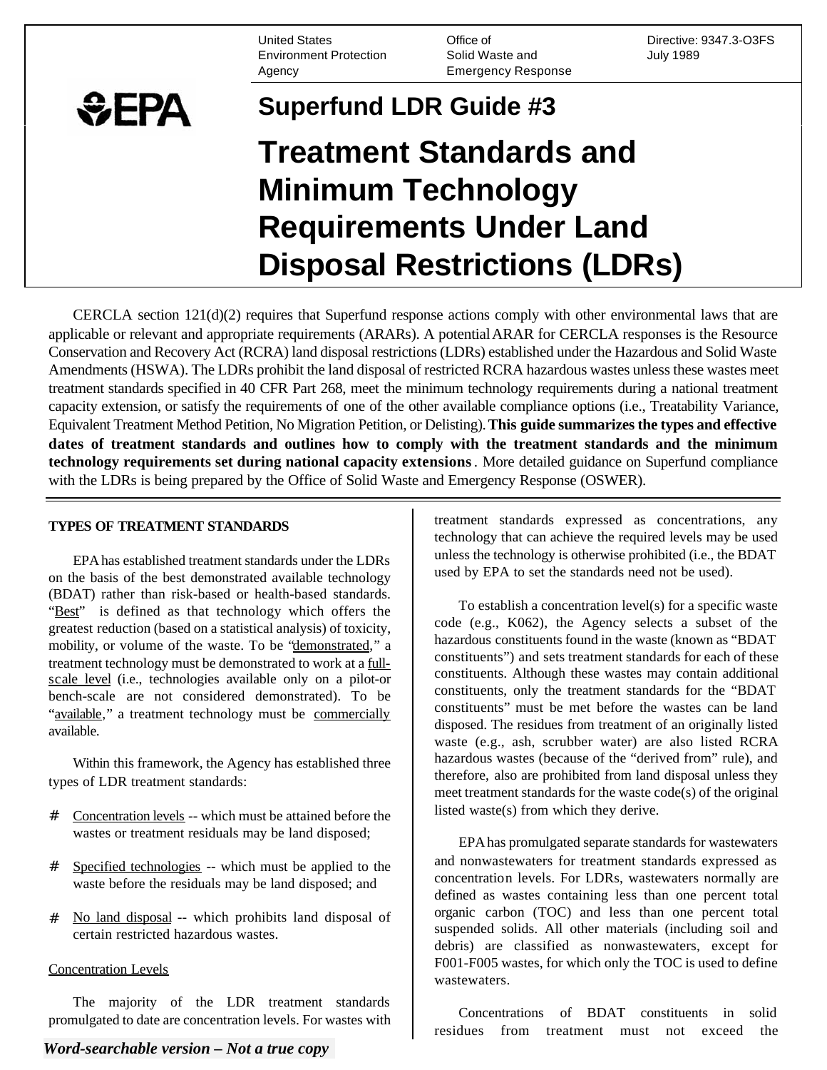United States Environment Protection Agency

Office of Solid Waste and Emergency Response

Directive: 9347.3-O3FS
July 1989

EPA

# Superfund LDR Guide #3

# Treatment Standards and Minimum Technology Requirements Under Land Disposal Restrictions (LDRs)

CERCLA section 121(d)(2) requires that Superfund response actions comply with other environmental laws that are applicable or relevant and appropriate requirements (ARARs). A potential ARAR for CERCLA responses is the Resource Conservation and Recovery Act (RCRA) land disposal restrictions (LDRs) established under the Hazardous and Solid Waste Amendments (HSWA). The LDRs prohibit the land disposal of restricted RCRA hazardous wastes unless these wastes meet treatment standards specified in 40 CFR Part 268, meet the minimum technology requirements during a national treatment capacity extension, or satisfy the requirements of one of the other available compliance options (i.e., Treatability Variance, Equivalent Treatment Method Petition, No Migration Petition, or Delisting). **This guide summarizes the types and effective dates of treatment standards and outlines how to comply with the treatment standards and the minimum technology requirements set during national capacity extensions**. More detailed guidance on Superfund compliance with the LDRs is being prepared by the Office of Solid Waste and Emergency Response (OSWER).

## TYPES OF TREATMENT STANDARDS

EPA has established treatment standards under the LDRs on the basis of the best demonstrated available technology (BDAT) rather than risk-based or health-based standards. "Best" is defined as that technology which offers the greatest reduction (based on a statistical analysis) of toxicity, mobility, or volume of the waste. To be "demonstrated," a treatment technology must be demonstrated to work at a full-scale level (i.e., technologies available only on a pilot-or bench-scale are not considered demonstrated). To be "available," a treatment technology must be commercially available.

Within this framework, the Agency has established three types of LDR treatment standards:

- Concentration levels -- which must be attained before the wastes or treatment residuals may be land disposed;
- Specified technologies -- which must be applied to the waste before the residuals may be land disposed; and
- No land disposal -- which prohibits land disposal of certain restricted hazardous wastes.

### Concentration Levels

The majority of the LDR treatment standards promulgated to date are concentration levels. For wastes with treatment standards expressed as concentrations, any technology that can achieve the required levels may be used unless the technology is otherwise prohibited (i.e., the BDAT used by EPA to set the standards need not be used).

To establish a concentration level(s) for a specific waste code (e.g., K062), the Agency selects a subset of the hazardous constituents found in the waste (known as "BDAT constituents") and sets treatment standards for each of these constituents. Although these wastes may contain additional constituents, only the treatment standards for the "BDAT constituents" must be met before the wastes can be land disposed. The residues from treatment of an originally listed waste (e.g., ash, scrubber water) are also listed RCRA hazardous wastes (because of the "derived from" rule), and therefore, also are prohibited from land disposal unless they meet treatment standards for the waste code(s) of the original listed waste(s) from which they derive.

EPA has promulgated separate standards for wastewaters and nonwastewaters for treatment standards expressed as concentration levels. For LDRs, wastewaters normally are defined as wastes containing less than one percent total organic carbon (TOC) and less than one percent total suspended solids. All other materials (including soil and debris) are classified as nonwastewaters, except for F001-F005 wastes, for which only the TOC is used to define wastewaters.

Concentrations of BDAT constituents in solid residues from treatment must not exceed the

*Word-searchable version – Not a true copy*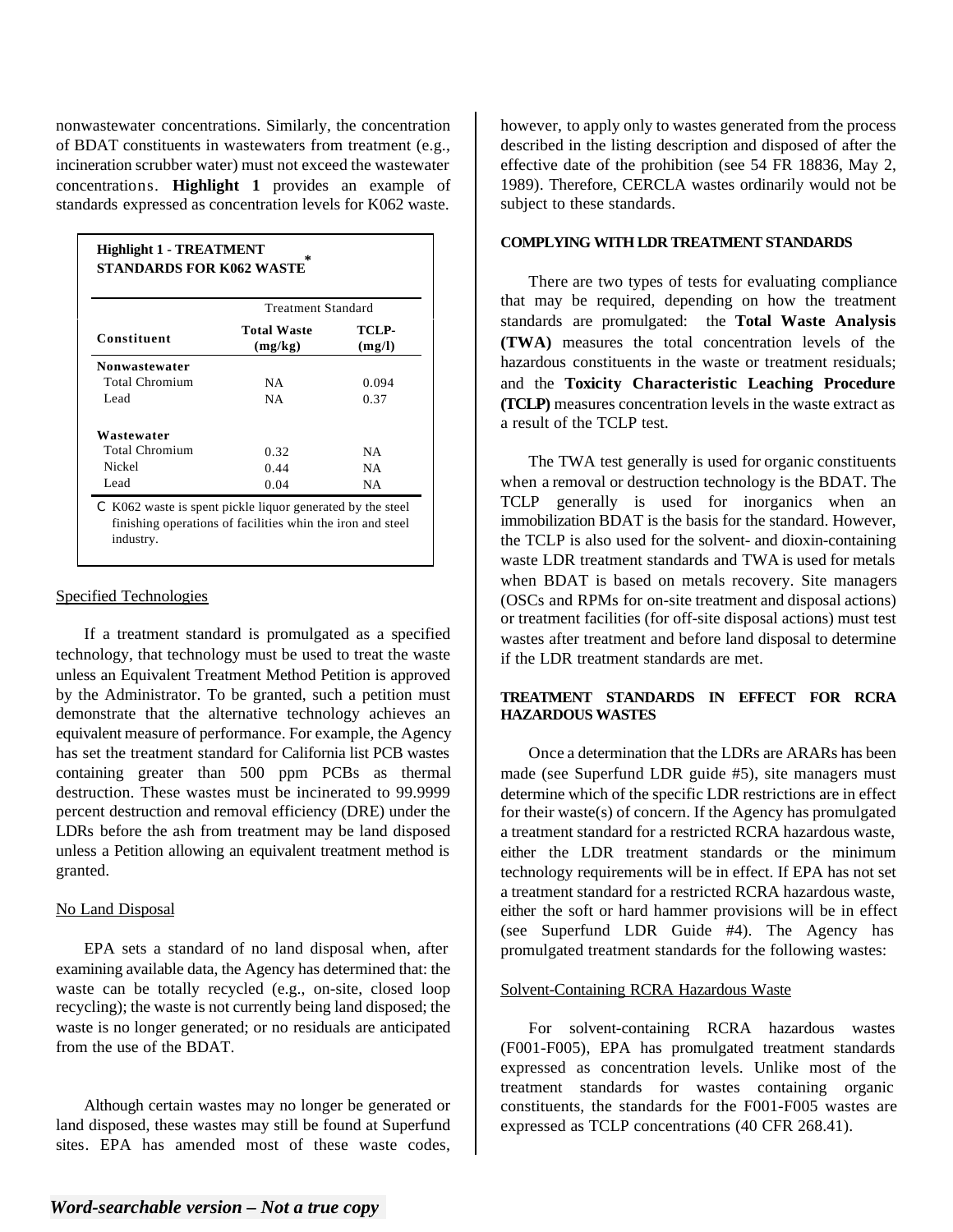nonwastewater concentrations. Similarly, the concentration of BDAT constituents in wastewaters from treatment (e.g., incineration scrubber water) must not exceed the wastewater concentrations. **Highlight 1** provides an example of standards expressed as concentration levels for K062 waste.

**Highlight 1 - TREATMENT STANDARDS FOR K062 WASTE***

| Constituent | Treatment Standard | |
|---|---|---|
| | **Total Waste (mg/kg)** | **TCLP- (mg/l)** |
| **Nonwastewater** | | |
| Total Chromium | NA | 0.094 |
| Lead | NA | 0.37 |
| **Wastewater** | | |
| Total Chromium | 0.32 | NA |
| Nickel | 0.44 | NA |
| Lead | 0.04 | NA |

* K062 waste is spent pickle liquor generated by the steel finishing operations of facilities whin the iron and steel industry.

Specified Technologies

If a treatment standard is promulgated as a specified technology, that technology must be used to treat the waste unless an Equivalent Treatment Method Petition is approved by the Administrator. To be granted, such a petition must demonstrate that the alternative technology achieves an equivalent measure of performance. For example, the Agency has set the treatment standard for California list PCB wastes containing greater than 500 ppm PCBs as thermal destruction. These wastes must be incinerated to 99.9999 percent destruction and removal efficiency (DRE) under the LDRs before the ash from treatment may be land disposed unless a Petition allowing an equivalent treatment method is granted.

No Land Disposal

EPA sets a standard of no land disposal when, after examining available data, the Agency has determined that: the waste can be totally recycled (e.g., on-site, closed loop recycling); the waste is not currently being land disposed; the waste is no longer generated; or no residuals are anticipated from the use of the BDAT.

Although certain wastes may no longer be generated or land disposed, these wastes may still be found at Superfund sites. EPA has amended most of these waste codes, however, to apply only to wastes generated from the process described in the listing description and disposed of after the effective date of the prohibition (see 54 FR 18836, May 2, 1989). Therefore, CERCLA wastes ordinarily would not be subject to these standards.

**COMPLYING WITH LDR TREATMENT STANDARDS**

There are two types of tests for evaluating compliance that may be required, depending on how the treatment standards are promulgated: the **Total Waste Analysis (TWA)** measures the total concentration levels of the hazardous constituents in the waste or treatment residuals; and the **Toxicity Characteristic Leaching Procedure (TCLP)** measures concentration levels in the waste extract as a result of the TCLP test.

The TWA test generally is used for organic constituents when a removal or destruction technology is the BDAT. The TCLP generally is used for inorganics when an immobilization BDAT is the basis for the standard. However, the TCLP is also used for the solvent- and dioxin-containing waste LDR treatment standards and TWA is used for metals when BDAT is based on metals recovery. Site managers (OSCs and RPMs for on-site treatment and disposal actions) or treatment facilities (for off-site disposal actions) must test wastes after treatment and before land disposal to determine if the LDR treatment standards are met.

**TREATMENT STANDARDS IN EFFECT FOR RCRA HAZARDOUS WASTES**

Once a determination that the LDRs are ARARs has been made (see Superfund LDR guide #5), site managers must determine which of the specific LDR restrictions are in effect for their waste(s) of concern. If the Agency has promulgated a treatment standard for a restricted RCRA hazardous waste, either the LDR treatment standards or the minimum technology requirements will be in effect. If EPA has not set a treatment standard for a restricted RCRA hazardous waste, either the soft or hard hammer provisions will be in effect (see Superfund LDR Guide #4). The Agency has promulgated treatment standards for the following wastes:

Solvent-Containing RCRA Hazardous Waste

For solvent-containing RCRA hazardous wastes (F001-F005), EPA has promulgated treatment standards expressed as concentration levels. Unlike most of the treatment standards for wastes containing organic constituents, the standards for the F001-F005 wastes are expressed as TCLP concentrations (40 CFR 268.41).

*Word-searchable version – Not a true copy*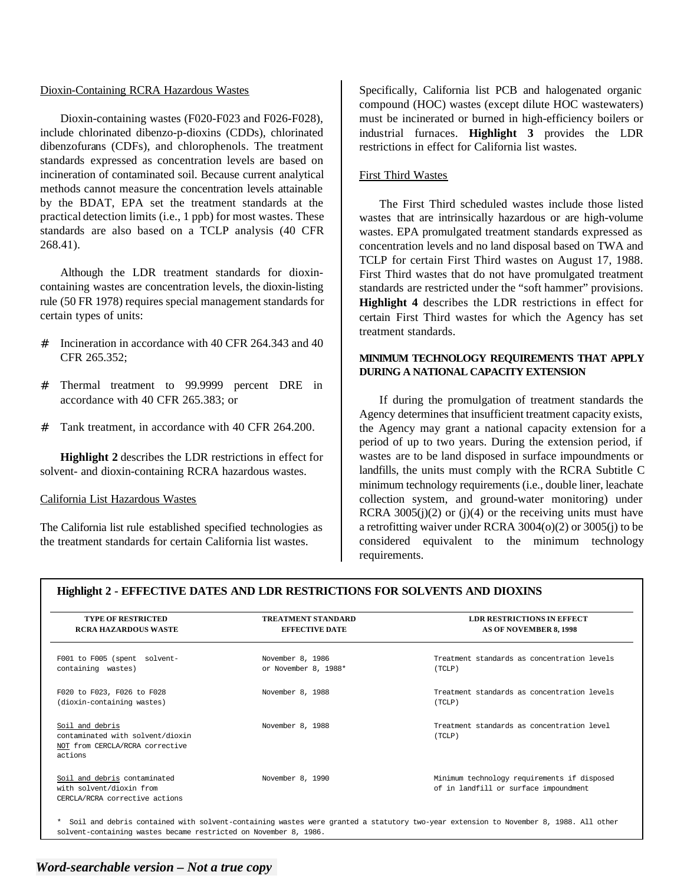Dioxin-Containing RCRA Hazardous Wastes

Dioxin-containing wastes (F020-F023 and F026-F028), include chlorinated dibenzo-p-dioxins (CDDs), chlorinated dibenzofurans (CDFs), and chlorophenols. The treatment standards expressed as concentration levels are based on incineration of contaminated soil. Because current analytical methods cannot measure the concentration levels attainable by the BDAT, EPA set the treatment standards at the practical detection limits (i.e., 1 ppb) for most wastes. These standards are also based on a TCLP analysis (40 CFR 268.41).

Although the LDR treatment standards for dioxin-containing wastes are concentration levels, the dioxin-listing rule (50 FR 1978) requires special management standards for certain types of units:

- Incineration in accordance with 40 CFR 264.343 and 40 CFR 265.352;
- Thermal treatment to 99.9999 percent DRE in accordance with 40 CFR 265.383; or
- Tank treatment, in accordance with 40 CFR 264.200.

**Highlight 2** describes the LDR restrictions in effect for solvent- and dioxin-containing RCRA hazardous wastes.

California List Hazardous Wastes

The California list rule established specified technologies as the treatment standards for certain California list wastes. Specifically, California list PCB and halogenated organic compound (HOC) wastes (except dilute HOC wastewaters) must be incinerated or burned in high-efficiency boilers or industrial furnaces. **Highlight 3** provides the LDR restrictions in effect for California list wastes.

First Third Wastes

The First Third scheduled wastes include those listed wastes that are intrinsically hazardous or are high-volume wastes. EPA promulgated treatment standards expressed as concentration levels and no land disposal based on TWA and TCLP for certain First Third wastes on August 17, 1988. First Third wastes that do not have promulgated treatment standards are restricted under the "soft hammer" provisions. **Highlight 4** describes the LDR restrictions in effect for certain First Third wastes for which the Agency has set treatment standards.

**MINIMUM TECHNOLOGY REQUIREMENTS THAT APPLY DURING A NATIONAL CAPACITY EXTENSION**

If during the promulgation of treatment standards the Agency determines that insufficient treatment capacity exists, the Agency may grant a national capacity extension for a period of up to two years. During the extension period, if wastes are to be land disposed in surface impoundments or landfills, the units must comply with the RCRA Subtitle C minimum technology requirements (i.e., double liner, leachate collection system, and ground-water monitoring) under RCRA 3005(j)(2) or (j)(4) or the receiving units must have a retrofitting waiver under RCRA 3004(o)(2) or 3005(j) to be considered equivalent to the minimum technology requirements.

**Highlight 2 - EFFECTIVE DATES AND LDR RESTRICTIONS FOR SOLVENTS AND DIOXINS**

| TYPE OF RESTRICTED RCRA HAZARDOUS WASTE | TREATMENT STANDARD EFFECTIVE DATE | LDR RESTRICTIONS IN EFFECT AS OF NOVEMBER 8, 1998 |
|---|---|---|
| F001 to F005 (spent solvent-containing wastes) | November 8, 1986 or November 8, 1988* | Treatment standards as concentration levels (TCLP) |
| F020 to F023, F026 to F028 (dioxin-containing wastes) | November 8, 1988 | Treatment standards as concentration levels (TCLP) |
| Soil and debris contaminated with solvent/dioxin NOT from CERCLA/RCRA corrective actions | November 8, 1988 | Treatment standards as concentration level (TCLP) |
| Soil and debris contaminated with solvent/dioxin from CERCLA/RCRA corrective actions | November 8, 1990 | Minimum technology requirements if disposed of in landfill or surface impoundment |

\* Soil and debris contained with solvent-containing wastes were granted a statutory two-year extension to November 8, 1988. All other solvent-containing wastes became restricted on November 8, 1986.

*Word-searchable version – Not a true copy*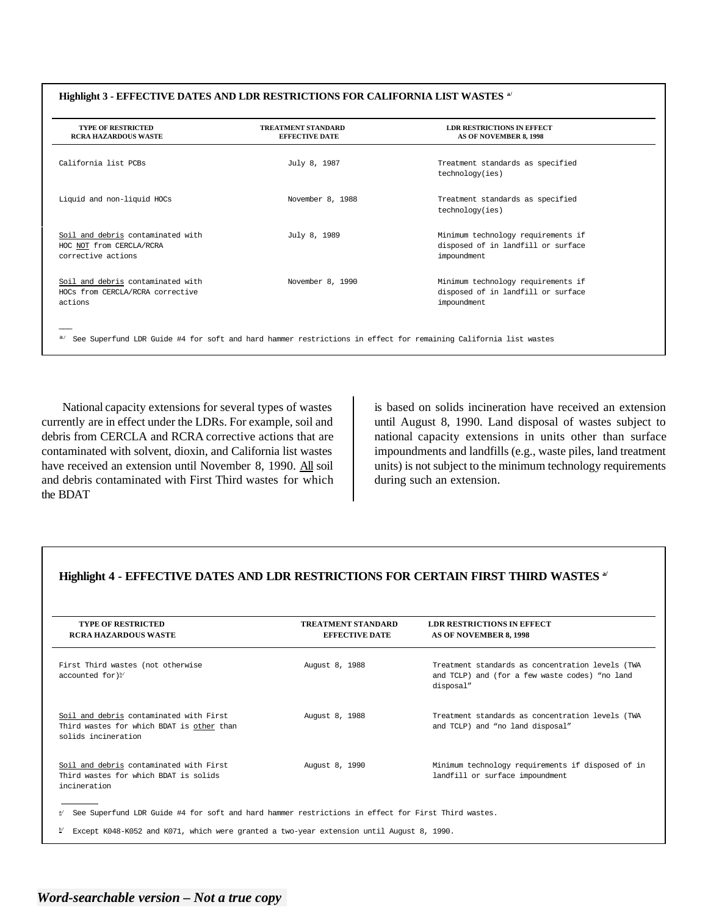**Highlight 3 - EFFECTIVE DATES AND LDR RESTRICTIONS FOR CALIFORNIA LIST WASTES** [a/]

| TYPE OF RESTRICTED RCRA HAZARDOUS WASTE | TREATMENT STANDARD EFFECTIVE DATE | LDR RESTRICTIONS IN EFFECT AS OF NOVEMBER 8, 1998 |
|---|---|---|
| California list PCBs | July 8, 1987 | Treatment standards as specified technology(ies) |
| Liquid and non-liquid HOCs | November 8, 1988 | Treatment standards as specified technology(ies) |
| Soil and debris contaminated with HOC NOT from CERCLA/RCRA corrective actions | July 8, 1989 | Minimum technology requirements if disposed of in landfill or surface impoundment |
| Soil and debris contaminated with HOCs from CERCLA/RCRA corrective actions | November 8, 1990 | Minimum technology requirements if disposed of in landfill or surface impoundment |

[a/] See Superfund LDR Guide #4 for soft and hard hammer restrictions in effect for remaining California list wastes

National capacity extensions for several types of wastes currently are in effect under the LDRs. For example, soil and debris from CERCLA and RCRA corrective actions that are contaminated with solvent, dioxin, and California list wastes have received an extension until November 8, 1990. All soil and debris contaminated with First Third wastes for which the BDAT is based on solids incineration have received an extension until August 8, 1990. Land disposal of wastes subject to national capacity extensions in units other than surface impoundments and landfills (e.g., waste piles, land treatment units) is not subject to the minimum technology requirements during such an extension.

**Highlight 4 - EFFECTIVE DATES AND LDR RESTRICTIONS FOR CERTAIN FIRST THIRD WASTES** [a/]

| TYPE OF RESTRICTED RCRA HAZARDOUS WASTE | TREATMENT STANDARD EFFECTIVE DATE | LDR RESTRICTIONS IN EFFECT AS OF NOVEMBER 8, 1998 |
|---|---|---|
| First Third wastes (not otherwise accounted for)[b/] | August 8, 1988 | Treatment standards as concentration levels (TWA and TCLP) and (for a few waste codes) "no land disposal" |
| Soil and debris contaminated with First Third wastes for which BDAT is other than solids incineration | August 8, 1988 | Treatment standards as concentration levels (TWA and TCLP) and "no land disposal" |
| Soil and debris contaminated with First Third wastes for which BDAT is solids incineration | August 8, 1990 | Minimum technology requirements if disposed of in landfill or surface impoundment |

[a/] See Superfund LDR Guide #4 for soft and hard hammer restrictions in effect for First Third wastes.

[b/] Except K048-K052 and K071, which were granted a two-year extension until August 8, 1990.

*Word-searchable version – Not a true copy*